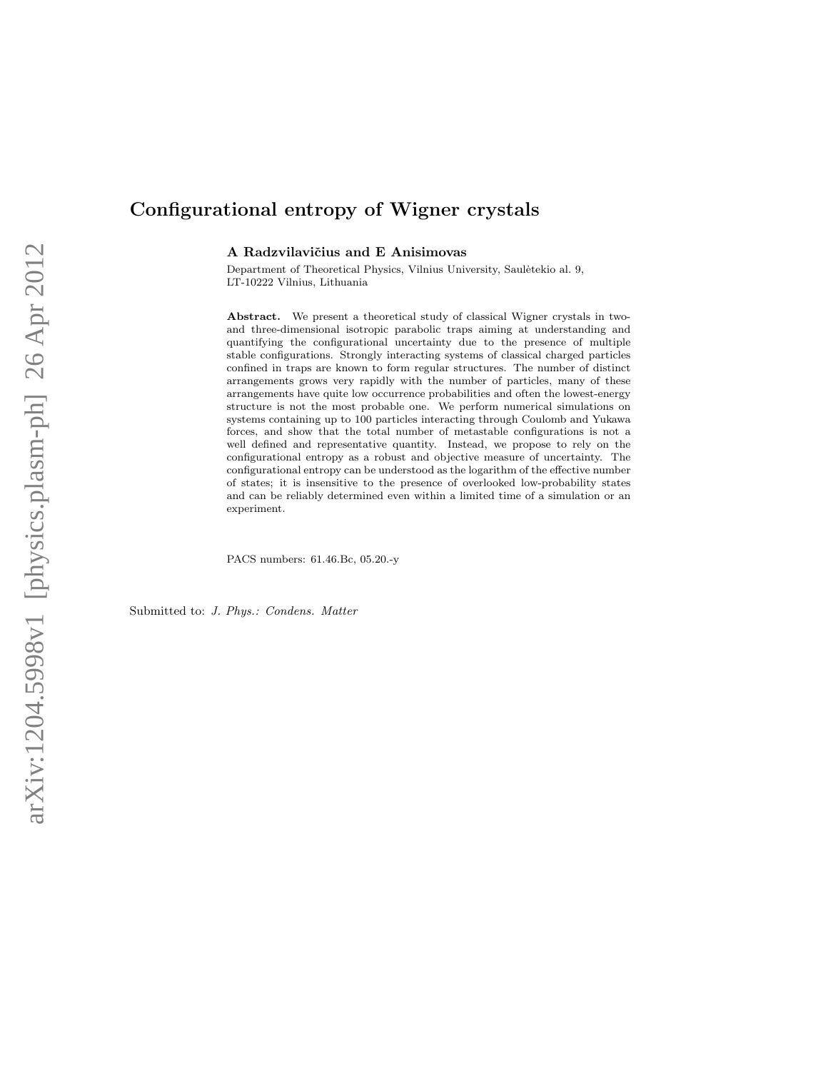# Configurational entropy of Wigner crystals

**A Radzvilavičius and E Anisimovas**

Department of Theoretical Physics, Vilnius University, Saulėtekio al. 9, LT-10222 Vilnius, Lithuania

**Abstract.** We present a theoretical study of classical Wigner crystals in two- and three-dimensional isotropic parabolic traps aiming at understanding and quantifying the configurational uncertainty due to the presence of multiple stable configurations. Strongly interacting systems of classical charged particles confined in traps are known to form regular structures. The number of distinct arrangements grows very rapidly with the number of particles, many of these arrangements have quite low occurrence probabilities and often the lowest-energy structure is not the most probable one. We perform numerical simulations on systems containing up to 100 particles interacting through Coulomb and Yukawa forces, and show that the total number of metastable configurations is not a well defined and representative quantity. Instead, we propose to rely on the configurational entropy as a robust and objective measure of uncertainty. The configurational entropy can be understood as the logarithm of the effective number of states; it is insensitive to the presence of overlooked low-probability states and can be reliably determined even within a limited time of a simulation or an experiment.

PACS numbers: 61.46.Bc, 05.20.-y

Submitted to: *J. Phys.: Condens. Matter*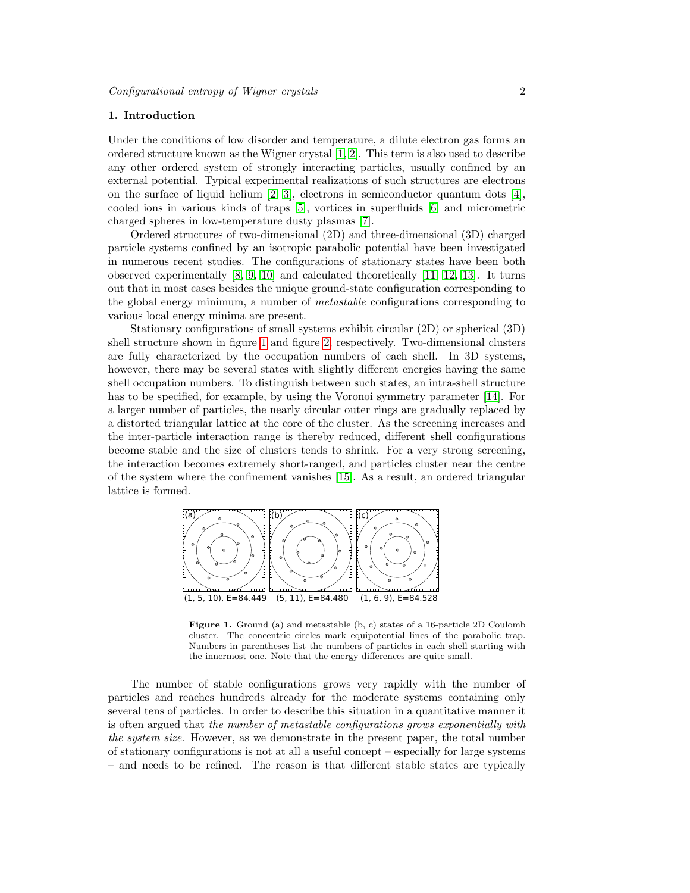## 1. Introduction

Under the conditions of low disorder and temperature, a dilute electron gas forms an ordered structure known as the Wigner crystal [1, 2]. This term is also used to describe any other ordered system of strongly interacting particles, usually confined by an external potential. Typical experimental realizations of such structures are electrons on the surface of liquid helium [2, 3], electrons in semiconductor quantum dots [4], cooled ions in various kinds of traps [5], vortices in superfluids [6] and micrometric charged spheres in low-temperature dusty plasmas [7].

Ordered structures of two-dimensional (2D) and three-dimensional (3D) charged particle systems confined by an isotropic parabolic potential have been investigated in numerous recent studies. The configurations of stationary states have been both observed experimentally [8, 9, 10] and calculated theoretically [11, 12, 13]. It turns out that in most cases besides the unique ground-state configuration corresponding to the global energy minimum, a number of *metastable* configurations corresponding to various local energy minima are present.

Stationary configurations of small systems exhibit circular (2D) or spherical (3D) shell structure shown in figure 1 and figure 2, respectively. Two-dimensional clusters are fully characterized by the occupation numbers of each shell. In 3D systems, however, there may be several states with slightly different energies having the same shell occupation numbers. To distinguish between such states, an intra-shell structure has to be specified, for example, by using the Voronoi symmetry parameter [14]. For a larger number of particles, the nearly circular outer rings are gradually replaced by a distorted triangular lattice at the core of the cluster. As the screening increases and the inter-particle interaction range is thereby reduced, different shell configurations become stable and the size of clusters tends to shrink. For a very strong screening, the interaction becomes extremely short-ranged, and particles cluster near the centre of the system where the confinement vanishes [15]. As a result, an ordered triangular lattice is formed.

(1, 5, 10), E=84.449 (5, 11), E=84.480 (1, 6, 9), E=84.528

**Figure 1.** Ground (a) and metastable (b, c) states of a 16-particle 2D Coulomb cluster. The concentric circles mark equipotential lines of the parabolic trap. Numbers in parentheses list the numbers of particles in each shell starting with the innermost one. Note that the energy differences are quite small.

The number of stable configurations grows very rapidly with the number of particles and reaches hundreds already for the moderate systems containing only several tens of particles. In order to describe this situation in a quantitative manner it is often argued that *the number of metastable configurations grows exponentially with the system size*. However, as we demonstrate in the present paper, the total number of stationary configurations is not at all a useful concept – especially for large systems – and needs to be refined. The reason is that different stable states are typically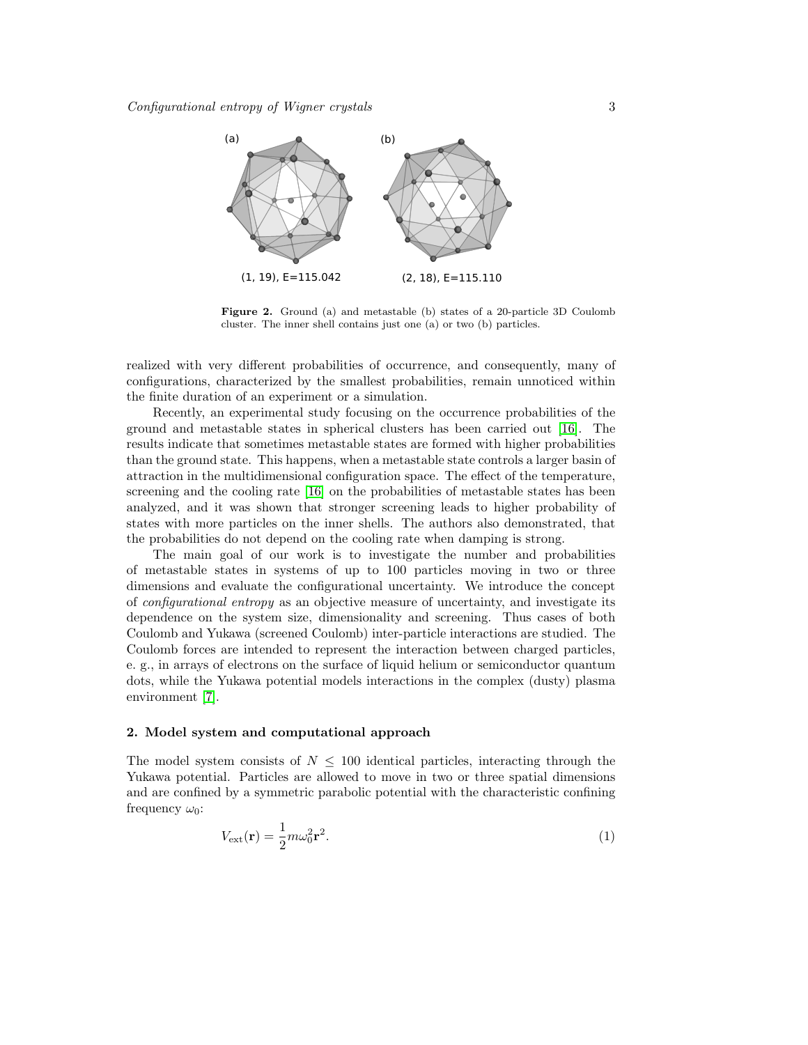(1, 19), E=115.042

(2, 18), E=115.110

**Figure 2.** Ground (a) and metastable (b) states of a 20-particle 3D Coulomb cluster. The inner shell contains just one (a) or two (b) particles.

realized with very different probabilities of occurrence, and consequently, many of configurations, characterized by the smallest probabilities, remain unnoticed within the finite duration of an experiment or a simulation.

Recently, an experimental study focusing on the occurrence probabilities of the ground and metastable states in spherical clusters has been carried out [16]. The results indicate that sometimes metastable states are formed with higher probabilities than the ground state. This happens, when a metastable state controls a larger basin of attraction in the multidimensional configuration space. The effect of the temperature, screening and the cooling rate [16] on the probabilities of metastable states has been analyzed, and it was shown that stronger screening leads to higher probability of states with more particles on the inner shells. The authors also demonstrated, that the probabilities do not depend on the cooling rate when damping is strong.

The main goal of our work is to investigate the number and probabilities of metastable states in systems of up to 100 particles moving in two or three dimensions and evaluate the configurational uncertainty. We introduce the concept of *configurational entropy* as an objective measure of uncertainty, and investigate its dependence on the system size, dimensionality and screening. Thus cases of both Coulomb and Yukawa (screened Coulomb) inter-particle interactions are studied. The Coulomb forces are intended to represent the interaction between charged particles, e. g., in arrays of electrons on the surface of liquid helium or semiconductor quantum dots, while the Yukawa potential models interactions in the complex (dusty) plasma environment [7].

## 2. Model system and computational approach

The model system consists of $N \leq 100$ identical particles, interacting through the Yukawa potential. Particles are allowed to move in two or three spatial dimensions and are confined by a symmetric parabolic potential with the characteristic confining frequency $\omega_0$:

$$V_{\rm ext}(\mathbf{r}) = \frac{1}{2} m \omega_0^2 \mathbf{r}^2. \tag{1}$$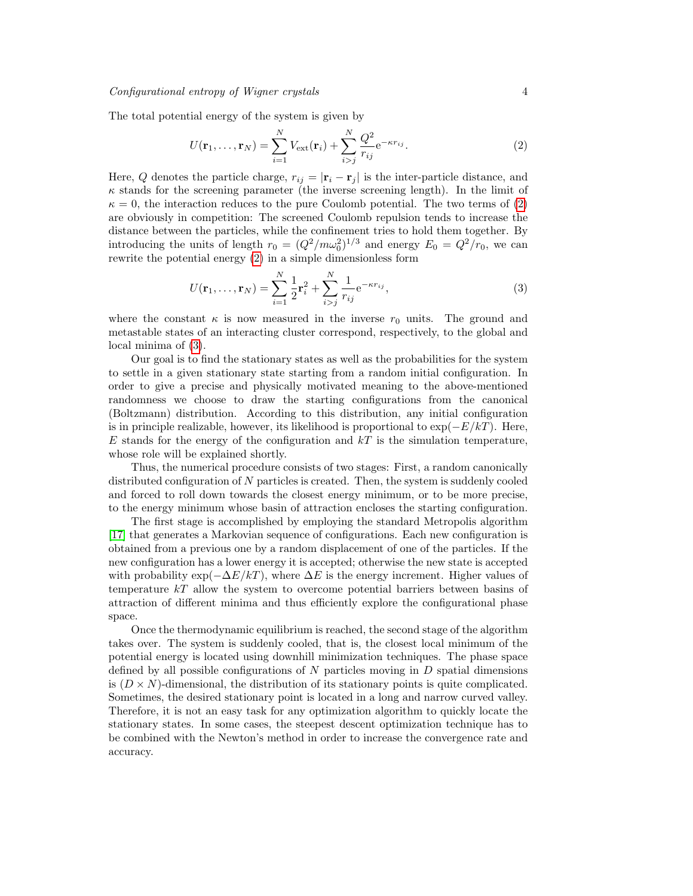The total potential energy of the system is given by

$$U(\mathbf{r}_1, \ldots, \mathbf{r}_N) = \sum_{i=1}^{N} V_{\mathrm{ext}}(\mathbf{r}_i) + \sum_{i>j}^{N} \frac{Q^2}{r_{ij}} \mathrm{e}^{-\kappa r_{ij}}. \tag{2}$$

Here, $Q$ denotes the particle charge, $r_{ij} = |\mathbf{r}_i - \mathbf{r}_j|$ is the inter-particle distance, and $\kappa$ stands for the screening parameter (the inverse screening length). In the limit of $\kappa = 0$, the interaction reduces to the pure Coulomb potential. The two terms of (2) are obviously in competition: The screened Coulomb repulsion tends to increase the distance between the particles, while the confinement tries to hold them together. By introducing the units of length $r_0 = (Q^2/m\omega_0^2)^{1/3}$ and energy $E_0 = Q^2/r_0$, we can rewrite the potential energy (2) in a simple dimensionless form

$$U(\mathbf{r}_1, \ldots, \mathbf{r}_N) = \sum_{i=1}^{N} \frac{1}{2}\mathbf{r}_i^2 + \sum_{i>j}^{N} \frac{1}{r_{ij}} \mathrm{e}^{-\kappa r_{ij}}, \tag{3}$$

where the constant $\kappa$ is now measured in the inverse $r_0$ units. The ground and metastable states of an interacting cluster correspond, respectively, to the global and local minima of (3).

Our goal is to find the stationary states as well as the probabilities for the system to settle in a given stationary state starting from a random initial configuration. In order to give a precise and physically motivated meaning to the above-mentioned randomness we choose to draw the starting configurations from the canonical (Boltzmann) distribution. According to this distribution, any initial configuration is in principle realizable, however, its likelihood is proportional to $\exp(-E/kT)$. Here, $E$ stands for the energy of the configuration and $kT$ is the simulation temperature, whose role will be explained shortly.

Thus, the numerical procedure consists of two stages: First, a random canonically distributed configuration of $N$ particles is created. Then, the system is suddenly cooled and forced to roll down towards the closest energy minimum, or to be more precise, to the energy minimum whose basin of attraction encloses the starting configuration.

The first stage is accomplished by employing the standard Metropolis algorithm [17] that generates a Markovian sequence of configurations. Each new configuration is obtained from a previous one by a random displacement of one of the particles. If the new configuration has a lower energy it is accepted; otherwise the new state is accepted with probability $\exp(-\Delta E/kT)$, where $\Delta E$ is the energy increment. Higher values of temperature $kT$ allow the system to overcome potential barriers between basins of attraction of different minima and thus efficiently explore the configurational phase space.

Once the thermodynamic equilibrium is reached, the second stage of the algorithm takes over. The system is suddenly cooled, that is, the closest local minimum of the potential energy is located using downhill minimization techniques. The phase space defined by all possible configurations of $N$ particles moving in $D$ spatial dimensions is $(D \times N)$-dimensional, the distribution of its stationary points is quite complicated. Sometimes, the desired stationary point is located in a long and narrow curved valley. Therefore, it is not an easy task for any optimization algorithm to quickly locate the stationary states. In some cases, the steepest descent optimization technique has to be combined with the Newton's method in order to increase the convergence rate and accuracy.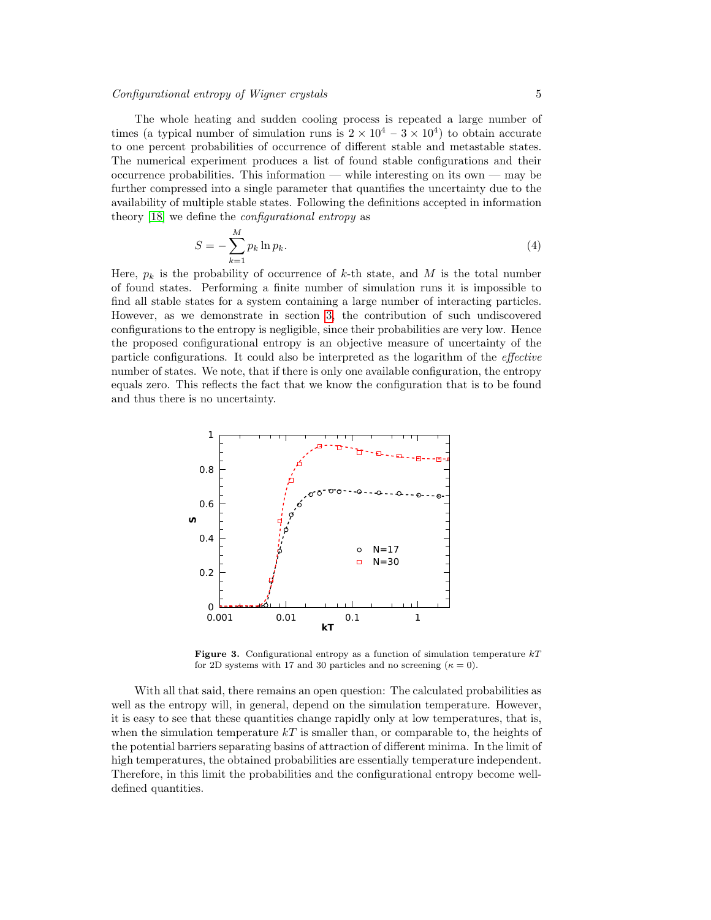The whole heating and sudden cooling process is repeated a large number of times (a typical number of simulation runs is $2 \times 10^4$ – $3 \times 10^4$) to obtain accurate to one percent probabilities of occurrence of different stable and metastable states. The numerical experiment produces a list of found stable configurations and their occurrence probabilities. This information — while interesting on its own — may be further compressed into a single parameter that quantifies the uncertainty due to the availability of multiple stable states. Following the definitions accepted in information theory [18] we define the *configurational entropy* as

$$S = -\sum_{k=1}^{M} p_k \ln p_k. \tag{4}$$

Here, $p_k$ is the probability of occurrence of $k$-th state, and $M$ is the total number of found states. Performing a finite number of simulation runs it is impossible to find all stable states for a system containing a large number of interacting particles. However, as we demonstrate in section 3, the contribution of such undiscovered configurations to the entropy is negligible, since their probabilities are very low. Hence the proposed configurational entropy is an objective measure of uncertainty of the particle configurations. It could also be interpreted as the logarithm of the *effective* number of states. We note, that if there is only one available configuration, the entropy equals zero. This reflects the fact that we know the configuration that is to be found and thus there is no uncertainty.

**Figure 3.** Configurational entropy as a function of simulation temperature $kT$ for 2D systems with 17 and 30 particles and no screening ($\kappa = 0$).

With all that said, there remains an open question: The calculated probabilities as well as the entropy will, in general, depend on the simulation temperature. However, it is easy to see that these quantities change rapidly only at low temperatures, that is, when the simulation temperature $kT$ is smaller than, or comparable to, the heights of the potential barriers separating basins of attraction of different minima. In the limit of high temperatures, the obtained probabilities are essentially temperature independent. Therefore, in this limit the probabilities and the configurational entropy become well-defined quantities.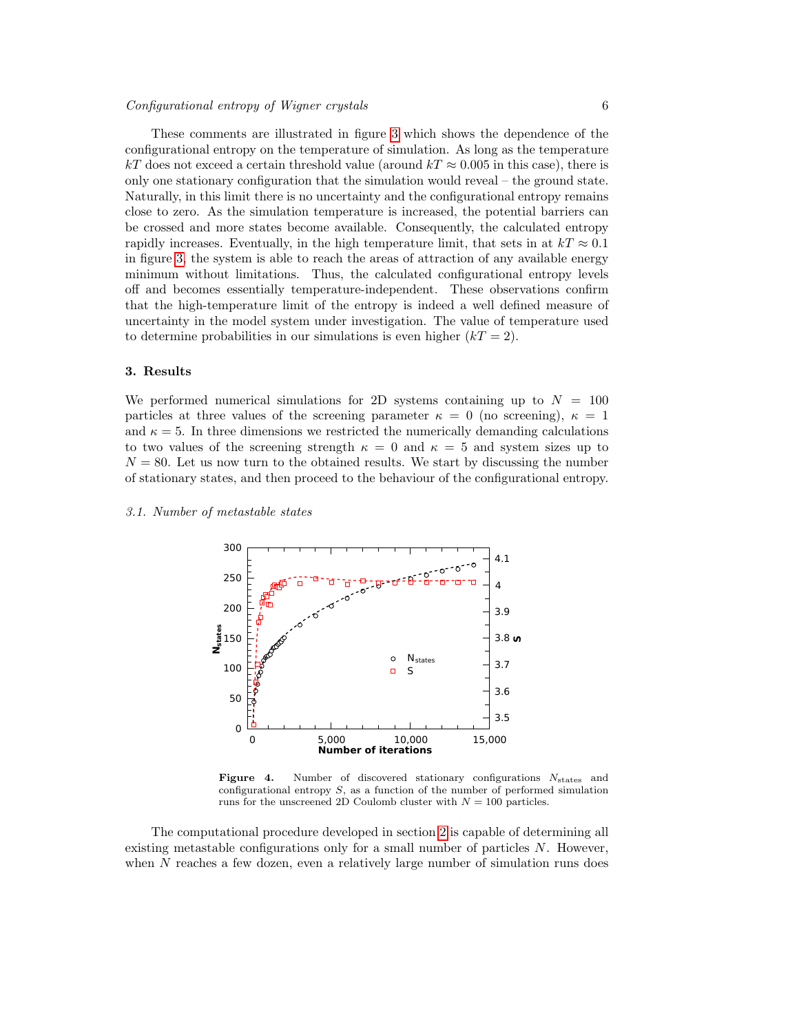These comments are illustrated in figure 3 which shows the dependence of the configurational entropy on the temperature of simulation. As long as the temperature $kT$ does not exceed a certain threshold value (around $kT \approx 0.005$ in this case), there is only one stationary configuration that the simulation would reveal – the ground state. Naturally, in this limit there is no uncertainty and the configurational entropy remains close to zero. As the simulation temperature is increased, the potential barriers can be crossed and more states become available. Consequently, the calculated entropy rapidly increases. Eventually, in the high temperature limit, that sets in at $kT \approx 0.1$ in figure 3, the system is able to reach the areas of attraction of any available energy minimum without limitations. Thus, the calculated configurational entropy levels off and becomes essentially temperature-independent. These observations confirm that the high-temperature limit of the entropy is indeed a well defined measure of uncertainty in the model system under investigation. The value of temperature used to determine probabilities in our simulations is even higher ($kT = 2$).

## 3. Results

We performed numerical simulations for 2D systems containing up to $N = 100$ particles at three values of the screening parameter $\kappa = 0$ (no screening), $\kappa = 1$ and $\kappa = 5$. In three dimensions we restricted the numerically demanding calculations to two values of the screening strength $\kappa = 0$ and $\kappa = 5$ and system sizes up to $N = 80$. Let us now turn to the obtained results. We start by discussing the number of stationary states, and then proceed to the behaviour of the configurational entropy.

### 3.1. Number of metastable states

**Figure 4.** Number of discovered stationary configurations $N_{\mathrm{states}}$ and configurational entropy $S$, as a function of the number of performed simulation runs for the unscreened 2D Coulomb cluster with $N = 100$ particles.

The computational procedure developed in section 2 is capable of determining all existing metastable configurations only for a small number of particles $N$. However, when $N$ reaches a few dozen, even a relatively large number of simulation runs does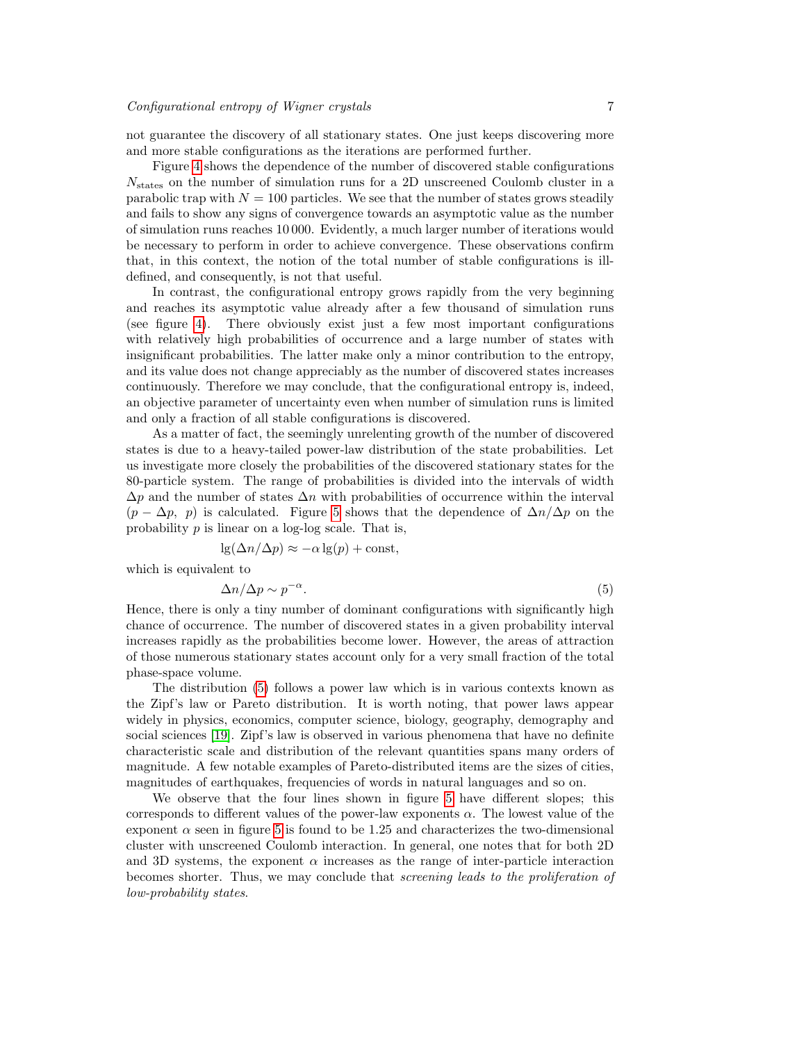not guarantee the discovery of all stationary states. One just keeps discovering more and more stable configurations as the iterations are performed further.

Figure 4 shows the dependence of the number of discovered stable configurations $N_{\text{states}}$ on the number of simulation runs for a 2D unscreened Coulomb cluster in a parabolic trap with $N = 100$ particles. We see that the number of states grows steadily and fails to show any signs of convergence towards an asymptotic value as the number of simulation runs reaches 10 000. Evidently, a much larger number of iterations would be necessary to perform in order to achieve convergence. These observations confirm that, in this context, the notion of the total number of stable configurations is ill-defined, and consequently, is not that useful.

In contrast, the configurational entropy grows rapidly from the very beginning and reaches its asymptotic value already after a few thousand of simulation runs (see figure 4). There obviously exist just a few most important configurations with relatively high probabilities of occurrence and a large number of states with insignificant probabilities. The latter make only a minor contribution to the entropy, and its value does not change appreciably as the number of discovered states increases continuously. Therefore we may conclude, that the configurational entropy is, indeed, an objective parameter of uncertainty even when number of simulation runs is limited and only a fraction of all stable configurations is discovered.

As a matter of fact, the seemingly unrelenting growth of the number of discovered states is due to a heavy-tailed power-law distribution of the state probabilities. Let us investigate more closely the probabilities of the discovered stationary states for the 80-particle system. The range of probabilities is divided into the intervals of width $\Delta p$ and the number of states $\Delta n$ with probabilities of occurrence within the interval $(p - \Delta p,\ p)$ is calculated. Figure 5 shows that the dependence of $\Delta n/\Delta p$ on the probability $p$ is linear on a log-log scale. That is,

$$\lg(\Delta n/\Delta p) \approx -\alpha \lg(p) + \text{const},$$

which is equivalent to

$$\Delta n/\Delta p \sim p^{-\alpha}. \tag{5}$$

Hence, there is only a tiny number of dominant configurations with significantly high chance of occurrence. The number of discovered states in a given probability interval increases rapidly as the probabilities become lower. However, the areas of attraction of those numerous stationary states account only for a very small fraction of the total phase-space volume.

The distribution (5) follows a power law which is in various contexts known as the Zipf's law or Pareto distribution. It is worth noting, that power laws appear widely in physics, economics, computer science, biology, geography, demography and social sciences [19]. Zipf's law is observed in various phenomena that have no definite characteristic scale and distribution of the relevant quantities spans many orders of magnitude. A few notable examples of Pareto-distributed items are the sizes of cities, magnitudes of earthquakes, frequencies of words in natural languages and so on.

We observe that the four lines shown in figure 5 have different slopes; this corresponds to different values of the power-law exponents $\alpha$. The lowest value of the exponent $\alpha$ seen in figure 5 is found to be 1.25 and characterizes the two-dimensional cluster with unscreened Coulomb interaction. In general, one notes that for both 2D and 3D systems, the exponent $\alpha$ increases as the range of inter-particle interaction becomes shorter. Thus, we may conclude that *screening leads to the proliferation of low-probability states*.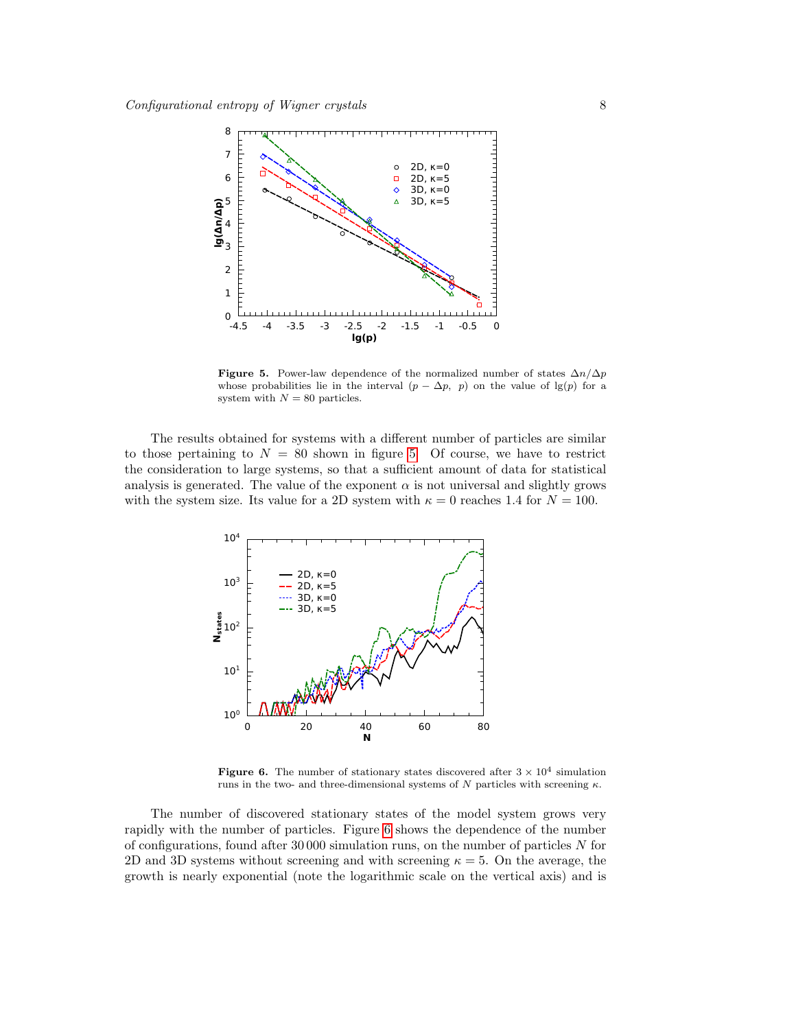**Figure 5.** Power-law dependence of the normalized number of states $\Delta n/\Delta p$ whose probabilities lie in the interval $(p - \Delta p,\ p)$ on the value of $\lg(p)$ for a system with $N = 80$ particles.

The results obtained for systems with a different number of particles are similar to those pertaining to $N = 80$ shown in figure 5. Of course, we have to restrict the consideration to large systems, so that a sufficient amount of data for statistical analysis is generated. The value of the exponent $\alpha$ is not universal and slightly grows with the system size. Its value for a 2D system with $\kappa = 0$ reaches 1.4 for $N = 100$.

**Figure 6.** The number of stationary states discovered after $3 \times 10^4$ simulation runs in the two- and three-dimensional systems of $N$ particles with screening $\kappa$.

The number of discovered stationary states of the model system grows very rapidly with the number of particles. Figure 6 shows the dependence of the number of configurations, found after 30 000 simulation runs, on the number of particles $N$ for 2D and 3D systems without screening and with screening $\kappa = 5$. On the average, the growth is nearly exponential (note the logarithmic scale on the vertical axis) and is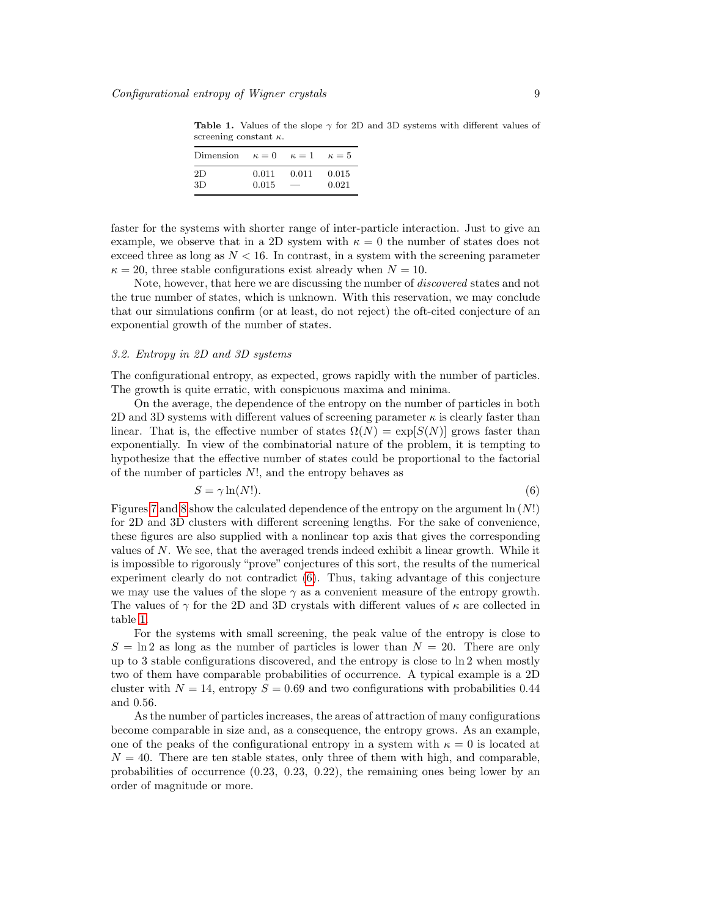**Table 1.** Values of the slope $\gamma$ for 2D and 3D systems with different values of screening constant $\kappa$.

| Dimension | $\kappa = 0$ | $\kappa = 1$ | $\kappa = 5$ |
|---|---|---|---|
| 2D | 0.011 | 0.011 | 0.015 |
| 3D | 0.015 | — | 0.021 |

faster for the systems with shorter range of inter-particle interaction. Just to give an example, we observe that in a 2D system with $\kappa = 0$ the number of states does not exceed three as long as $N < 16$. In contrast, in a system with the screening parameter $\kappa = 20$, three stable configurations exist already when $N = 10$.

Note, however, that here we are discussing the number of *discovered* states and not the true number of states, which is unknown. With this reservation, we may conclude that our simulations confirm (or at least, do not reject) the oft-cited conjecture of an exponential growth of the number of states.

### 3.2. Entropy in 2D and 3D systems

The configurational entropy, as expected, grows rapidly with the number of particles. The growth is quite erratic, with conspicuous maxima and minima.

On the average, the dependence of the entropy on the number of particles in both 2D and 3D systems with different values of screening parameter $\kappa$ is clearly faster than linear. That is, the effective number of states $\Omega(N) = \exp[S(N)]$ grows faster than exponentially. In view of the combinatorial nature of the problem, it is tempting to hypothesize that the effective number of states could be proportional to the factorial of the number of particles $N!$, and the entropy behaves as

$$S = \gamma \ln(N!). \tag{6}$$

Figures 7 and 8 show the calculated dependence of the entropy on the argument $\ln(N!)$ for 2D and 3D clusters with different screening lengths. For the sake of convenience, these figures are also supplied with a nonlinear top axis that gives the corresponding values of $N$. We see, that the averaged trends indeed exhibit a linear growth. While it is impossible to rigorously "prove" conjectures of this sort, the results of the numerical experiment clearly do not contradict (6). Thus, taking advantage of this conjecture we may use the values of the slope $\gamma$ as a convenient measure of the entropy growth. The values of $\gamma$ for the 2D and 3D crystals with different values of $\kappa$ are collected in table 1.

For the systems with small screening, the peak value of the entropy is close to $S = \ln 2$ as long as the number of particles is lower than $N = 20$. There are only up to 3 stable configurations discovered, and the entropy is close to $\ln 2$ when mostly two of them have comparable probabilities of occurrence. A typical example is a 2D cluster with $N = 14$, entropy $S = 0.69$ and two configurations with probabilities 0.44 and 0.56.

As the number of particles increases, the areas of attraction of many configurations become comparable in size and, as a consequence, the entropy grows. As an example, one of the peaks of the configurational entropy in a system with $\kappa = 0$ is located at $N = 40$. There are ten stable states, only three of them with high, and comparable, probabilities of occurrence (0.23, 0.23, 0.22), the remaining ones being lower by an order of magnitude or more.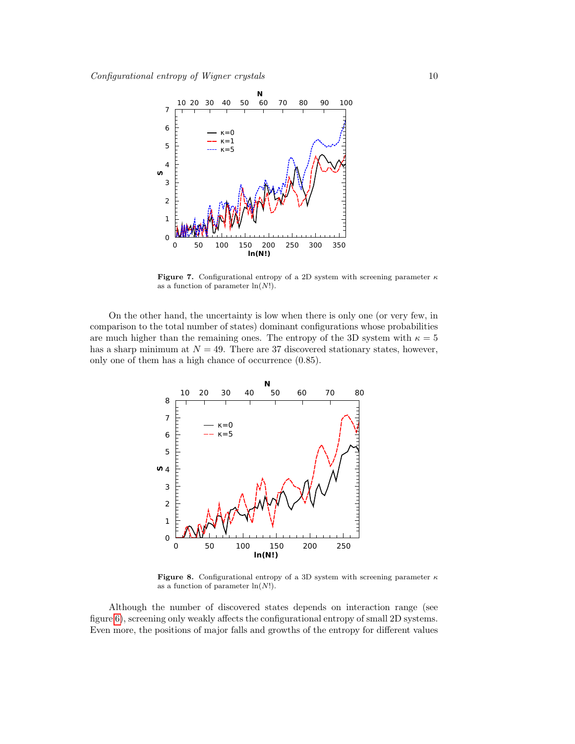**Figure 7.** Configurational entropy of a 2D system with screening parameter $\kappa$ as a function of parameter $\ln(N!)$.

On the other hand, the uncertainty is low when there is only one (or very few, in comparison to the total number of states) dominant configurations whose probabilities are much higher than the remaining ones. The entropy of the 3D system with $\kappa = 5$ has a sharp minimum at $N = 49$. There are 37 discovered stationary states, however, only one of them has a high chance of occurrence (0.85).

**Figure 8.** Configurational entropy of a 3D system with screening parameter $\kappa$ as a function of parameter $\ln(N!)$.

Although the number of discovered states depends on interaction range (see figure 6), screening only weakly affects the configurational entropy of small 2D systems. Even more, the positions of major falls and growths of the entropy for different values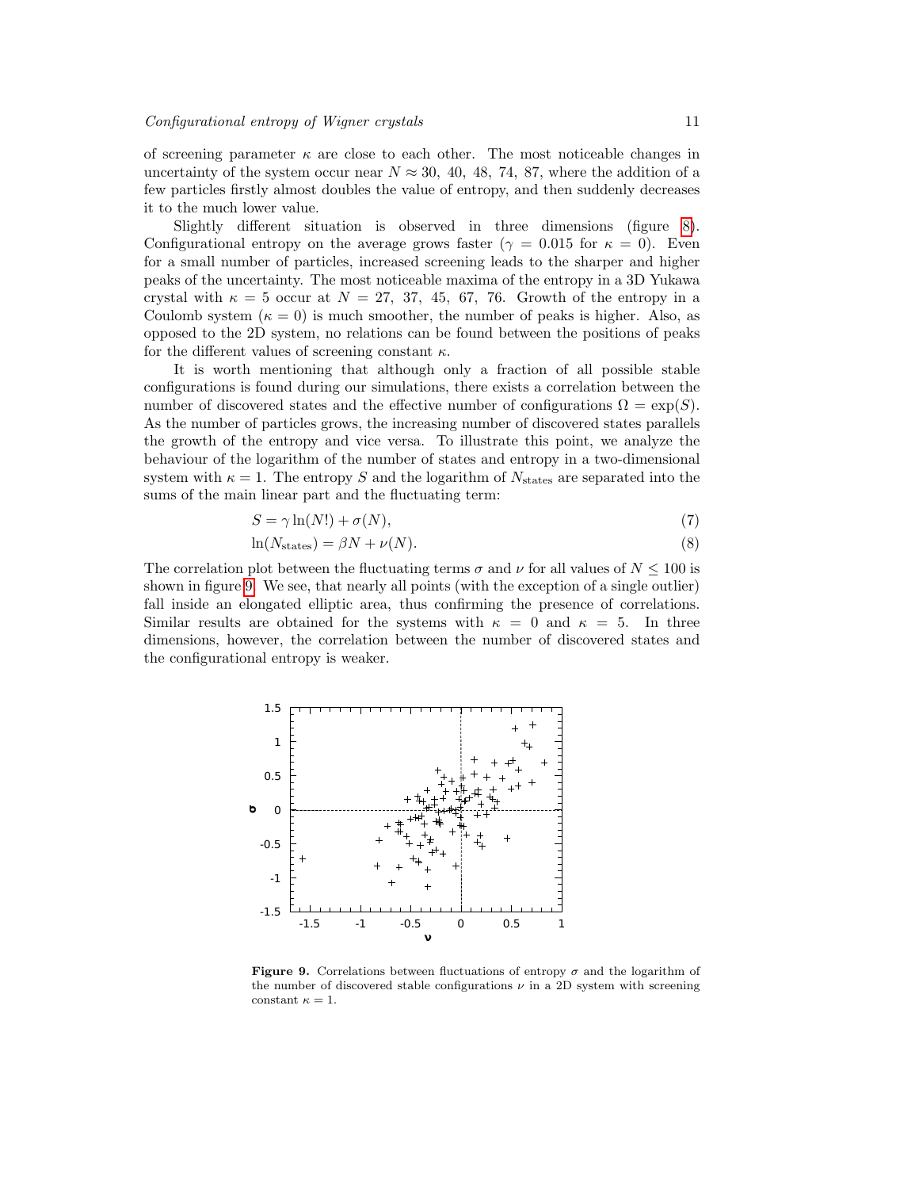of screening parameter $\kappa$ are close to each other. The most noticeable changes in uncertainty of the system occur near $N \approx 30,\ 40,\ 48,\ 74,\ 87$, where the addition of a few particles firstly almost doubles the value of entropy, and then suddenly decreases it to the much lower value.

Slightly different situation is observed in three dimensions (figure 8). Configurational entropy on the average grows faster ($\gamma = 0.015$ for $\kappa = 0$). Even for a small number of particles, increased screening leads to the sharper and higher peaks of the uncertainty. The most noticeable maxima of the entropy in a 3D Yukawa crystal with $\kappa = 5$ occur at $N = 27,\ 37,\ 45,\ 67,\ 76$. Growth of the entropy in a Coulomb system ($\kappa = 0$) is much smoother, the number of peaks is higher. Also, as opposed to the 2D system, no relations can be found between the positions of peaks for the different values of screening constant $\kappa$.

It is worth mentioning that although only a fraction of all possible stable configurations is found during our simulations, there exists a correlation between the number of discovered states and the effective number of configurations $\Omega = \exp(S)$. As the number of particles grows, the increasing number of discovered states parallels the growth of the entropy and vice versa. To illustrate this point, we analyze the behaviour of the logarithm of the number of states and entropy in a two-dimensional system with $\kappa = 1$. The entropy $S$ and the logarithm of $N_{\mathrm{states}}$ are separated into the sums of the main linear part and the fluctuating term:

$$S = \gamma \ln(N!) + \sigma(N), \tag{7}$$

$$\ln(N_{\mathrm{states}}) = \beta N + \nu(N). \tag{8}$$

The correlation plot between the fluctuating terms $\sigma$ and $\nu$ for all values of $N \leq 100$ is shown in figure 9. We see, that nearly all points (with the exception of a single outlier) fall inside an elongated elliptic area, thus confirming the presence of correlations. Similar results are obtained for the systems with $\kappa = 0$ and $\kappa = 5$. In three dimensions, however, the correlation between the number of discovered states and the configurational entropy is weaker.

**Figure 9.** Correlations between fluctuations of entropy $\sigma$ and the logarithm of the number of discovered stable configurations $\nu$ in a 2D system with screening constant $\kappa = 1$.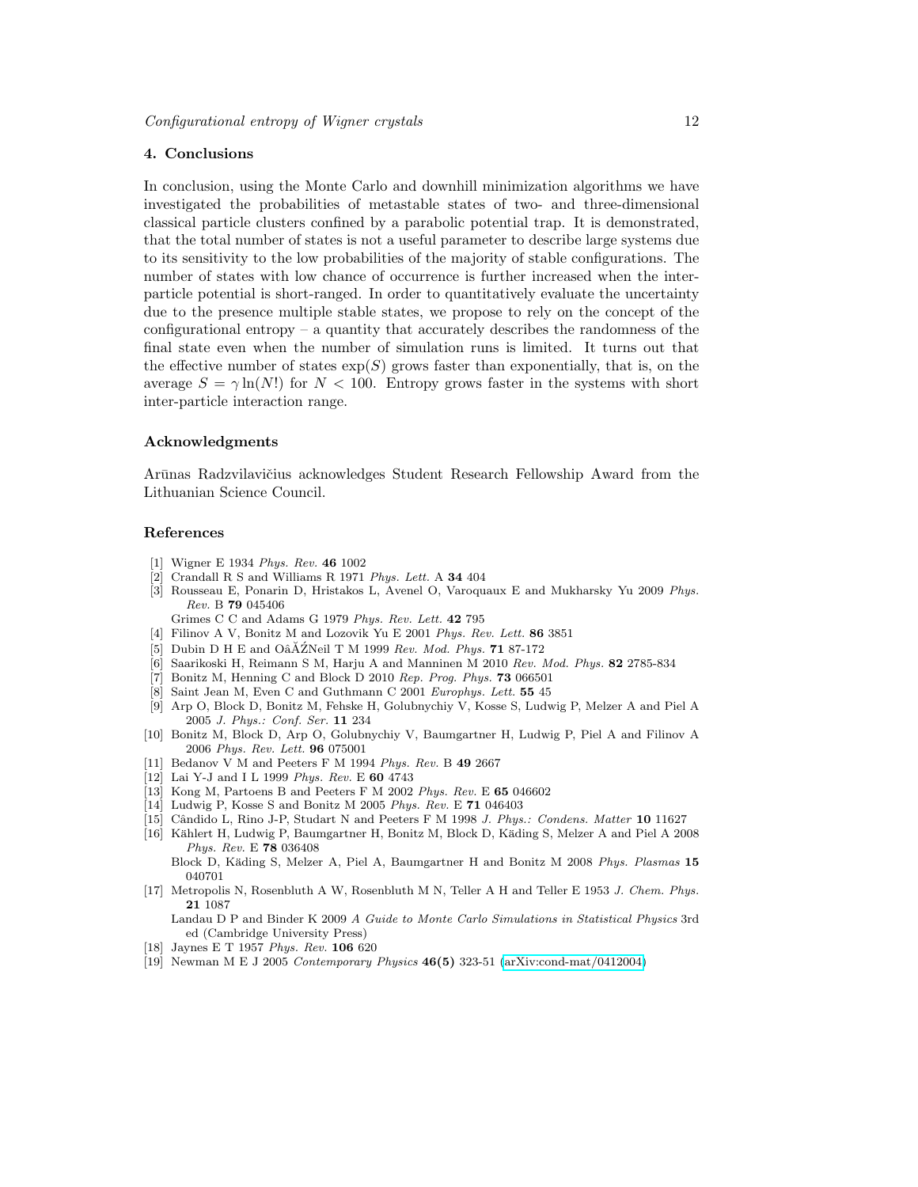## 4. Conclusions

In conclusion, using the Monte Carlo and downhill minimization algorithms we have investigated the probabilities of metastable states of two- and three-dimensional classical particle clusters confined by a parabolic potential trap. It is demonstrated, that the total number of states is not a useful parameter to describe large systems due to its sensitivity to the low probabilities of the majority of stable configurations. The number of states with low chance of occurrence is further increased when the inter-particle potential is short-ranged. In order to quantitatively evaluate the uncertainty due to the presence multiple stable states, we propose to rely on the concept of the configurational entropy – a quantity that accurately describes the randomness of the final state even when the number of simulation runs is limited. It turns out that the effective number of states $\exp(S)$ grows faster than exponentially, that is, on the average $S = \gamma \ln(N!)$ for $N < 100$. Entropy grows faster in the systems with short inter-particle interaction range.

### Acknowledgments

Arūnas Radzvilavičius acknowledges Student Research Fellowship Award from the Lithuanian Science Council.

### References

[1] Wigner E 1934 *Phys. Rev.* **46** 1002

[2] Crandall R S and Williams R 1971 *Phys. Lett.* A **34** 404

[3] Rousseau E, Ponarin D, Hristakos L, Avenel O, Varoquaux E and Mukharsky Yu 2009 *Phys. Rev.* B **79** 045406
Grimes C C and Adams G 1979 *Phys. Rev. Lett.* **42** 795

[4] Filinov A V, Bonitz M and Lozovik Yu E 2001 *Phys. Rev. Lett.* **86** 3851

[5] Dubin D H E and OâĂŹNeil T M 1999 *Rev. Mod. Phys.* **71** 87-172

[6] Saarikoski H, Reimann S M, Harju A and Manninen M 2010 *Rev. Mod. Phys.* **82** 2785-834

[7] Bonitz M, Henning C and Block D 2010 *Rep. Prog. Phys.* **73** 066501

[8] Saint Jean M, Even C and Guthmann C 2001 *Europhys. Lett.* **55** 45

[9] Arp O, Block D, Bonitz M, Fehske H, Golubnychiy V, Kosse S, Ludwig P, Melzer A and Piel A 2005 *J. Phys.: Conf. Ser.* **11** 234

[10] Bonitz M, Block D, Arp O, Golubnychiy V, Baumgartner H, Ludwig P, Piel A and Filinov A 2006 *Phys. Rev. Lett.* **96** 075001

[11] Bedanov V M and Peeters F M 1994 *Phys. Rev.* B **49** 2667

[12] Lai Y-J and I L 1999 *Phys. Rev.* E **60** 4743

[13] Kong M, Partoens B and Peeters F M 2002 *Phys. Rev.* E **65** 046602

[14] Ludwig P, Kosse S and Bonitz M 2005 *Phys. Rev.* E **71** 046403

[15] Cândido L, Rino J-P, Studart N and Peeters F M 1998 *J. Phys.: Condens. Matter* **10** 11627

[16] Kählert H, Ludwig P, Baumgartner H, Bonitz M, Block D, Käding S, Melzer A and Piel A 2008 *Phys. Rev.* E **78** 036408
Block D, Käding S, Melzer A, Piel A, Baumgartner H and Bonitz M 2008 *Phys. Plasmas* **15** 040701

[17] Metropolis N, Rosenbluth A W, Rosenbluth M N, Teller A H and Teller E 1953 *J. Chem. Phys.* **21** 1087
Landau D P and Binder K 2009 *A Guide to Monte Carlo Simulations in Statistical Physics* 3rd ed (Cambridge University Press)

[18] Jaynes E T 1957 *Phys. Rev.* **106** 620

[19] Newman M E J 2005 *Contemporary Physics* **46(5)** 323-51 (arXiv:cond-mat/0412004)